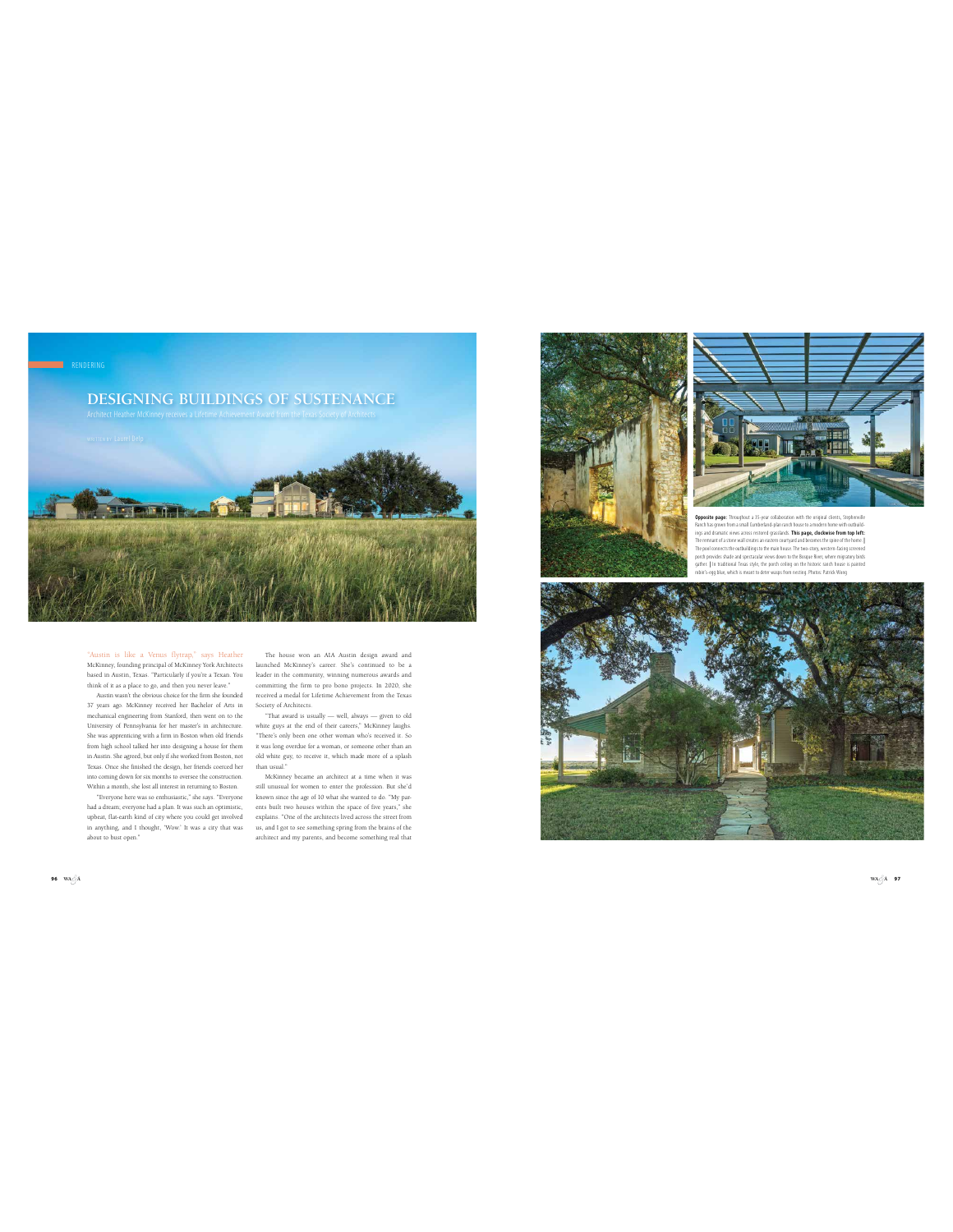RENDERING

# DESIGNING BUILDINGS OF SUSTENANCE

Architect Heather McKinney receives a Lifetime Achievement Award from the Texas Society of Architects

WRITTEN BY Laurel Delp

"Austin is like a Venus flytrap," says Heather McKinney, founding principal of McKinney York Architects based in Austin, Texas. "Particularly if you're a Texan. You think of it as a place to go, and then you never leave."

Austin wasn't the obvious choice for the firm she founded 37 years ago. McKinney received her Bachelor of Arts in mechanical engineering from Stanford, then went on to the University of Pennsylvania for her master's in architecture. She was apprenticing with a firm in Boston when old friends from high school talked her into designing a house for them in Austin. She agreed, but only if she worked from Boston, not Texas. Once she finished the design, her friends coerced her into coming down for six months to oversee the construction. Within a month, she lost all interest in returning to Boston.

"Everyone here was so enthusiastic," she says. "Everyone had a dream; everyone had a plan. It was such an optimistic, upbeat, flat-earth kind of city where you could get involved in anything, and I thought, 'Wow.' It was a city that was about to bust open."

The house won an AIA Austin design award and launched McKinney's career. She's continued to be a leader in the community, winning numerous awards and committing the firm to pro bono projects. In 2020, she received a medal for Lifetime Achievement from the Texas Society of Architects.

"That award is usually — well, always — given to old white guys at the end of their careers," McKinney laughs. "There's only been one other woman who's received it. So it was long overdue for a woman, or someone other than an old white guy, to receive it, which made more of a splash than usual."

McKinney became an architect at a time when it was still unusual for women to enter the profession. But she'd known since the age of 10 what she wanted to do. "My parents built two houses within the space of five years," she explains. "One of the architects lived across the street from us, and I got to see something spring from the brains of the architect and my parents, and become something real that

**Opposite page:** Throughout a 35-year collaboration with the original clients, Stephenville Ranch has grown from a small Cumberland-plan ranch house to a modern home with outbuildings and dramatic views across restored grasslands. **This page, clockwise from top left:** The remnant of a stone wall creates an eastern courtyard and becomes the spine of the home. ‖ The pool connects the outbuildings to the main house. The two-story, western-facing screened porch provides shade and spectacular views down to the Bosque River, where migratory birds gather. ‖ In traditional Texas style, the porch ceiling on the historic ranch house is painted robin's-egg blue, which is meant to deter wasps from nesting. Photos: Patrick Wong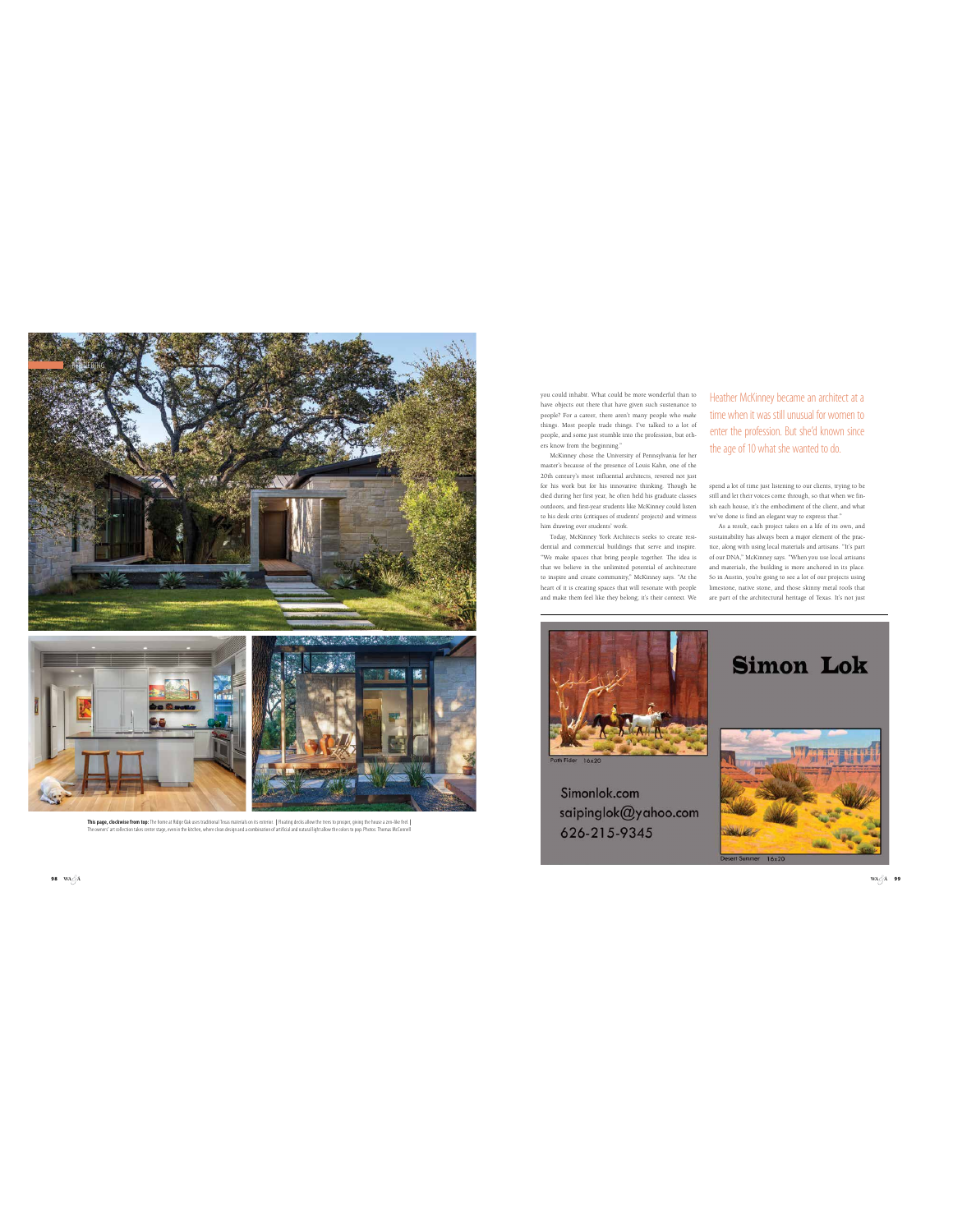you could inhabit. What could be more wonderful than to have objects out there that have given such sustenance to people? For a career, there aren't many people who *make* things. Most people trade things. I've talked to a lot of people, and some just stumble into the profession, but others know from the beginning."

McKinney chose the University of Pennsylvania for her master's because of the presence of Louis Kahn, one of the 20th century's most influential architects, revered not just for his work but for his innovative thinking. Though he died during her first year, he often held his graduate classes outdoors, and first-year students like McKinney could listen to his desk crits (critiques of students' projects) and witness him drawing over students' work.

Today, McKinney York Architects seeks to create residential and commercial buildings that serve and inspire. "We make spaces that bring people together. The idea is that we believe in the unlimited potential of architecture to inspire and create community," McKinney says. "At the heart of it is creating spaces that will resonate with people and make them feel like they belong; it's their context. We spend a lot of time just listening to our clients, trying to be still and let their voices come through, so that when we finish each house, it's the embodiment of the client, and what we've done is find an elegant way to express that."

Heather McKinney became an architect at a time when it was still unusual for women to enter the profession. But she'd known since the age of 10 what she wanted to do.

As a result, each project takes on a life of its own, and sustainability has always been a major element of the practice, along with using local materials and artisans. "It's part of our DNA," McKinney says. "When you use local artisans and materials, the building is more anchored in its place. So in Austin, you're going to see a lot of our projects using limestone, native stone, and those skinny metal roofs that are part of the architectural heritage of Texas. It's not just

**This page, clockwise from top:** The home at Ridge Oak uses traditional Texas materials on its exterior. | Floating decks allow the trees to prosper, giving the house a zen-like feel. | The owners' art collection takes center stage, even in the kitchen, where clean design and a combination of artificial and natural light allow the colors to pop. Photos: Thomas McConnell

**Simon Lok**

Path Rider 16x20

Desert Summer 16x20

Simonlok.com
saipinglok@yahoo.com
626-215-9345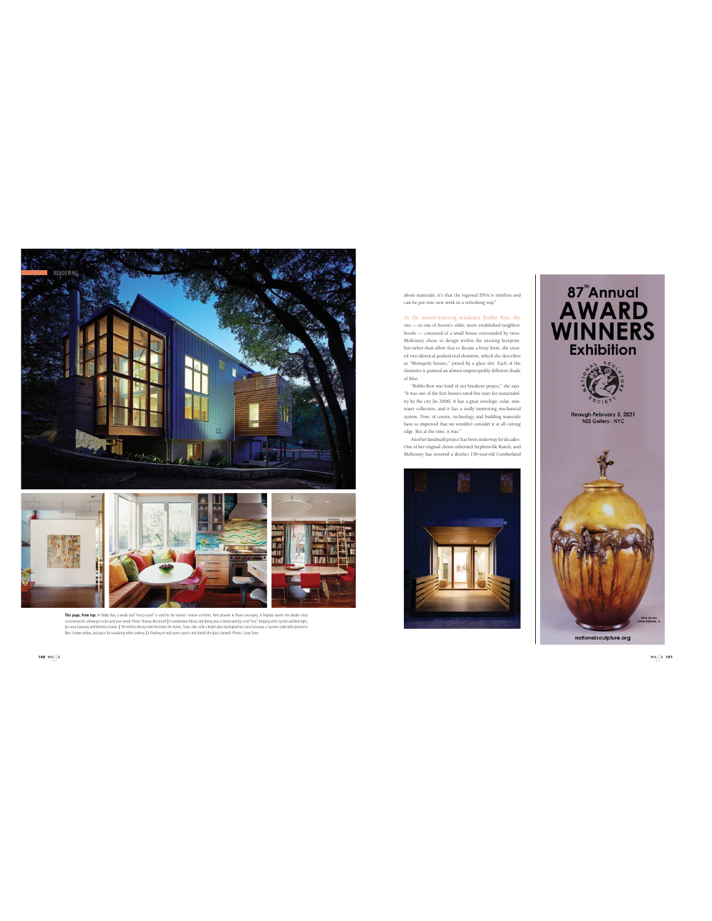RENDERING

**This page, from top:** At Robbs Run, a wood-clad "messy room" is used for the owners' creative activities, from artwork to flower arranging. A fireplace warms the double-story screened porch, allowing it to be used year-round. Photo: Thomas McConnell | A combination library and dining area is illuminated by a red "tree," dripping with crystals and blue light, by Laura Garanzay and Katelena Cowles. | The kitchen dining nook illustrates the Austin, Texas, vibe, with a bright glass backsplash by Laura Garanzay, a Saarinen tulip table painted in Mini-Cooper yellow, and space for socializing while cooking. | A floating art wall greets guests and shields the glass stairwell. Photos: Casey Dunn

about materials, it's that the regional DNA is timeless and can be put into new work in a refreshing way."

At the award-winning residence Robbs Run, the site — in one of Austin's older, more established neighborhoods — consisted of a small house surrounded by trees. McKinney chose to design within the existing footprint, but rather than allow that to dictate a boxy form, she created two identical peaked-roof elements, which she describes as "Monopoly houses," joined by a glass slot. Each of the elements is painted an almost imperceptibly different shade of blue.

"Robbs Run was kind of our breakout project," she says. "It was one of the first houses rated five stars for sustainability by the city [in 2006]. It has a great envelope, solar, rainwater collection, and it has a really interesting mechanical system. Now, of course, technology and building materials have so improved that we wouldn't consider it at all cutting edge. But at the time, it was."

Another landmark project has been underway for decades. One of her original clients inherited Stephenville Ranch, and McKinney has restored a derelict 150-year-old Cumberland

87[TH] Annual

AWARD WINNERS

Exhibition

NATIONAL SCULPTURE SOCIETY

through February 5, 2021
NSS Gallery . NYC

Nine Moons
Steve Eichorn, Jr.

nationalsculpture.org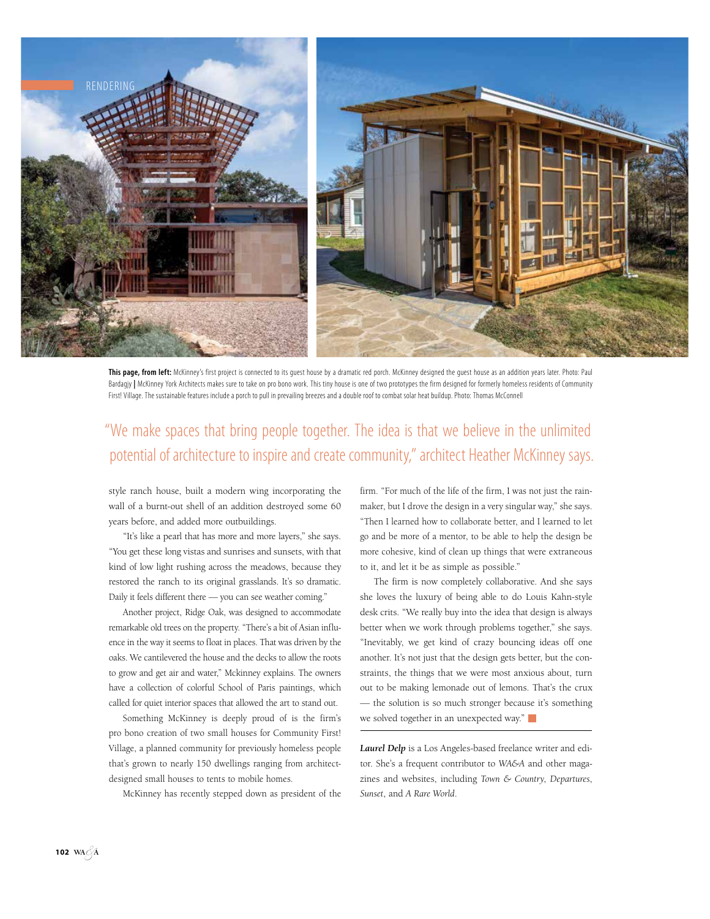**This page, from left:** McKinney's first project is connected to its guest house by a dramatic red porch. McKinney designed the guest house as an addition years later. Photo: Paul Bardagjy | McKinney York Architects makes sure to take on pro bono work. This tiny house is one of two prototypes the firm designed for formerly homeless residents of Community First! Village. The sustainable features include a porch to pull in prevailing breezes and a double roof to combat solar heat buildup. Photo: Thomas McConnell

> "We make spaces that bring people together. The idea is that we believe in the unlimited potential of architecture to inspire and create community," architect Heather McKinney says.

style ranch house, built a modern wing incorporating the wall of a burnt-out shell of an addition destroyed some 60 years before, and added more outbuildings.

"It's like a pearl that has more and more layers," she says. "You get these long vistas and sunrises and sunsets, with that kind of low light rushing across the meadows, because they restored the ranch to its original grasslands. It's so dramatic. Daily it feels different there — you can see weather coming."

Another project, Ridge Oak, was designed to accommodate remarkable old trees on the property. "There's a bit of Asian influence in the way it seems to float in places. That was driven by the oaks. We cantilevered the house and the decks to allow the roots to grow and get air and water," Mckinney explains. The owners have a collection of colorful School of Paris paintings, which called for quiet interior spaces that allowed the art to stand out.

Something McKinney is deeply proud of is the firm's pro bono creation of two small houses for Community First! Village, a planned community for previously homeless people that's grown to nearly 150 dwellings ranging from architect-designed small houses to tents to mobile homes.

McKinney has recently stepped down as president of the firm. "For much of the life of the firm, I was not just the rainmaker, but I drove the design in a very singular way," she says. "Then I learned how to collaborate better, and I learned to let go and be more of a mentor, to be able to help the design be more cohesive, kind of clean up things that were extraneous to it, and let it be as simple as possible."

The firm is now completely collaborative. And she says she loves the luxury of being able to do Louis Kahn-style desk crits. "We really buy into the idea that design is always better when we work through problems together," she says. "Inevitably, we get kind of crazy bouncing ideas off one another. It's not just that the design gets better, but the constraints, the things that we were most anxious about, turn out to be making lemonade out of lemons. That's the crux — the solution is so much stronger because it's something we solved together in an unexpected way."

---

***Laurel Delp*** is a Los Angeles-based freelance writer and editor. She's a frequent contributor to *WA&A* and other magazines and websites, including *Town & Country*, *Departures*, *Sunset*, and *A Rare World*.